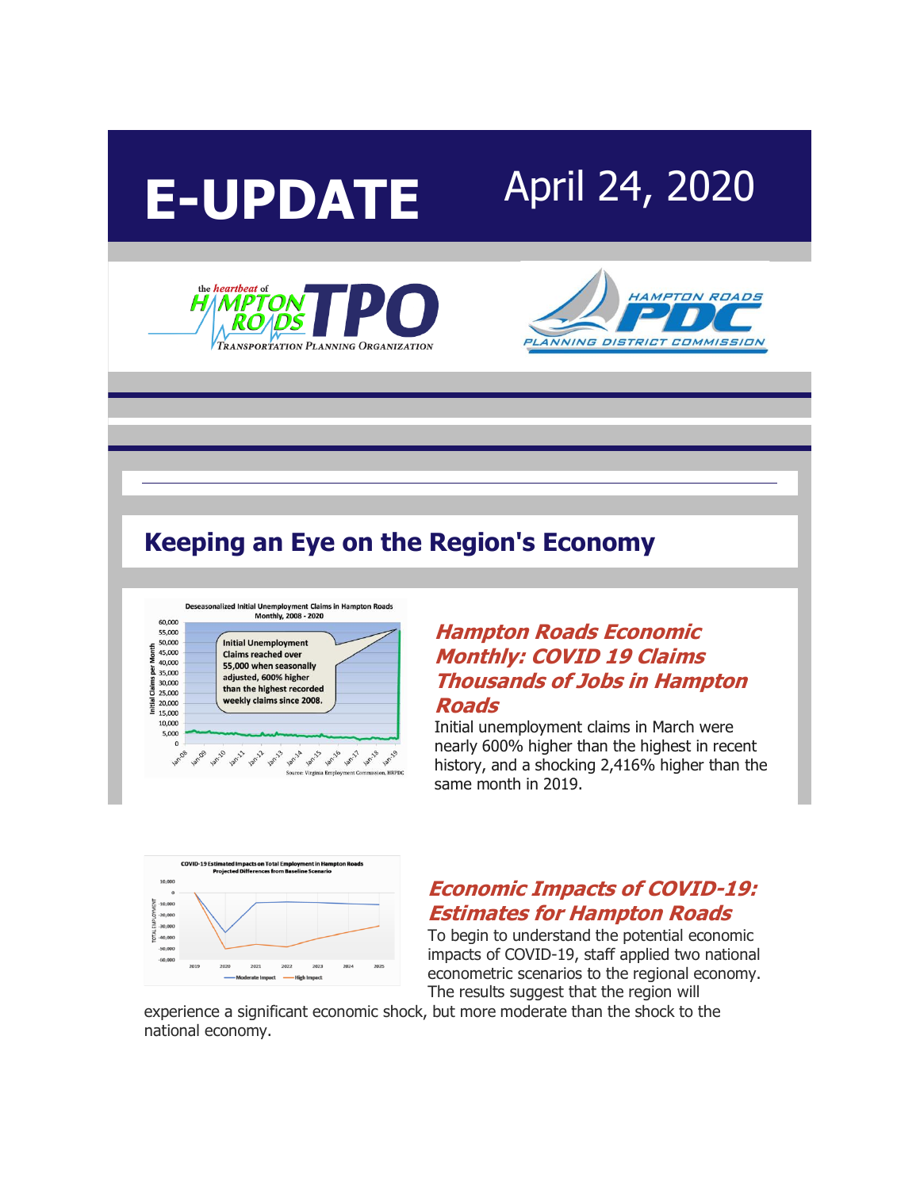# E-UPDATE

April 24, 2020

## Keeping an Eye on the Region's Economy

### Hampton Roads Economic Monthly: COVID 19 Claims Thousands of Jobs in Hampton Roads

Initial unemployment claims in March were nearly 600% higher than the highest in recent history, and a shocking 2,416% higher than the same month in 2019.

### Economic Impacts of COVID-19: Estimates for Hampton Roads

To begin to understand the potential economic impacts of COVID-19, staff applied two national econometric scenarios to the regional economy. The results suggest that the region will experience a significant economic shock, but more moderate than the shock to the national economy.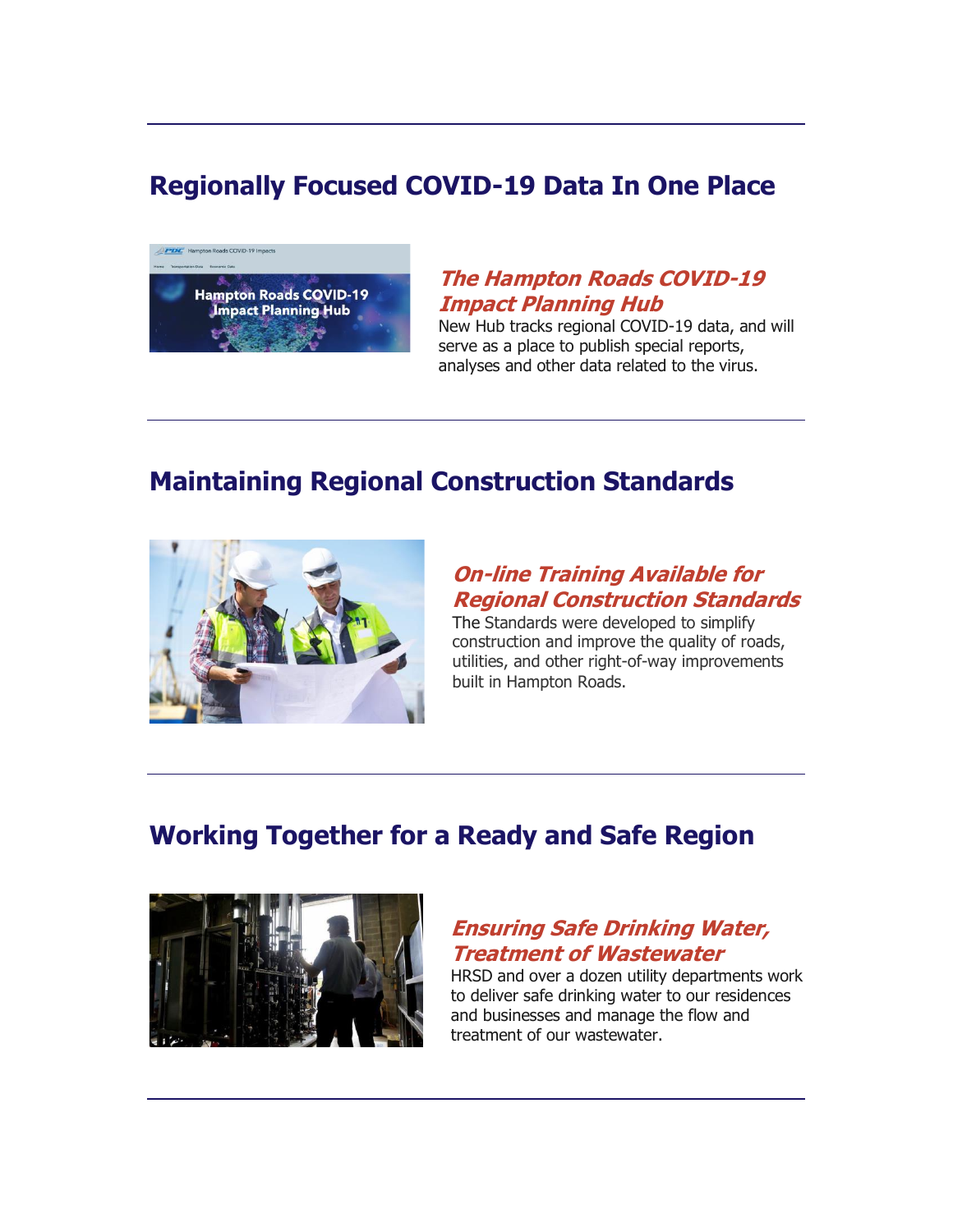## Regionally Focused COVID-19 Data In One Place

### *The Hampton Roads COVID-19 Impact Planning Hub*

New Hub tracks regional COVID-19 data, and will serve as a place to publish special reports, analyses and other data related to the virus.

---

## Maintaining Regional Construction Standards

### *On-line Training Available for Regional Construction Standards*

The Standards were developed to simplify construction and improve the quality of roads, utilities, and other right-of-way improvements built in Hampton Roads.

---

## Working Together for a Ready and Safe Region

### *Ensuring Safe Drinking Water, Treatment of Wastewater*

HRSD and over a dozen utility departments work to deliver safe drinking water to our residences and businesses and manage the flow and treatment of our wastewater.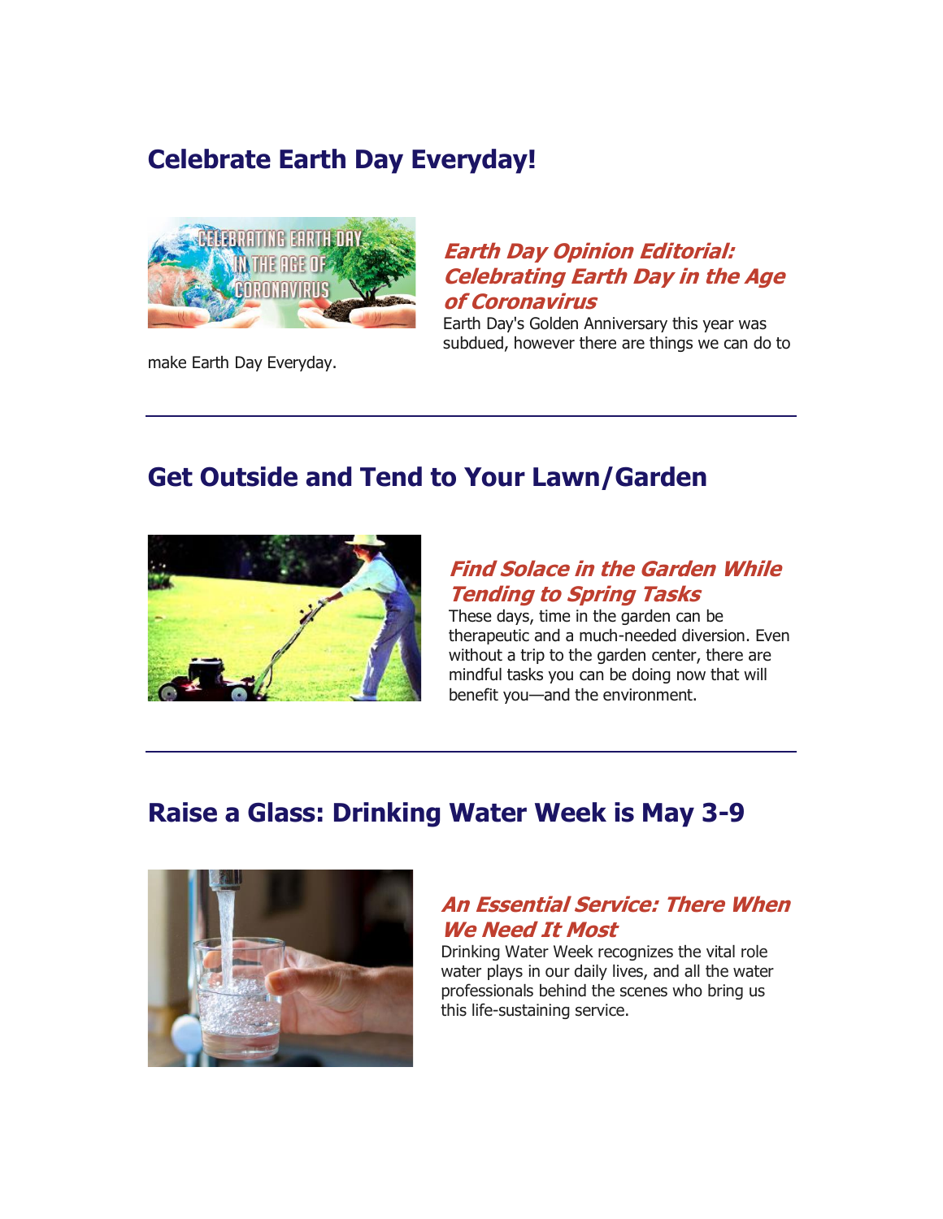## Celebrate Earth Day Everyday!

### *Earth Day Opinion Editorial: Celebrating Earth Day in the Age of Coronavirus*

Earth Day's Golden Anniversary this year was subdued, however there are things we can do to make Earth Day Everyday.

---

## Get Outside and Tend to Your Lawn/Garden

### *Find Solace in the Garden While Tending to Spring Tasks*

These days, time in the garden can be therapeutic and a much-needed diversion. Even without a trip to the garden center, there are mindful tasks you can be doing now that will benefit you—and the environment.

---

## Raise a Glass: Drinking Water Week is May 3-9

### *An Essential Service: There When We Need It Most*

Drinking Water Week recognizes the vital role water plays in our daily lives, and all the water professionals behind the scenes who bring us this life-sustaining service.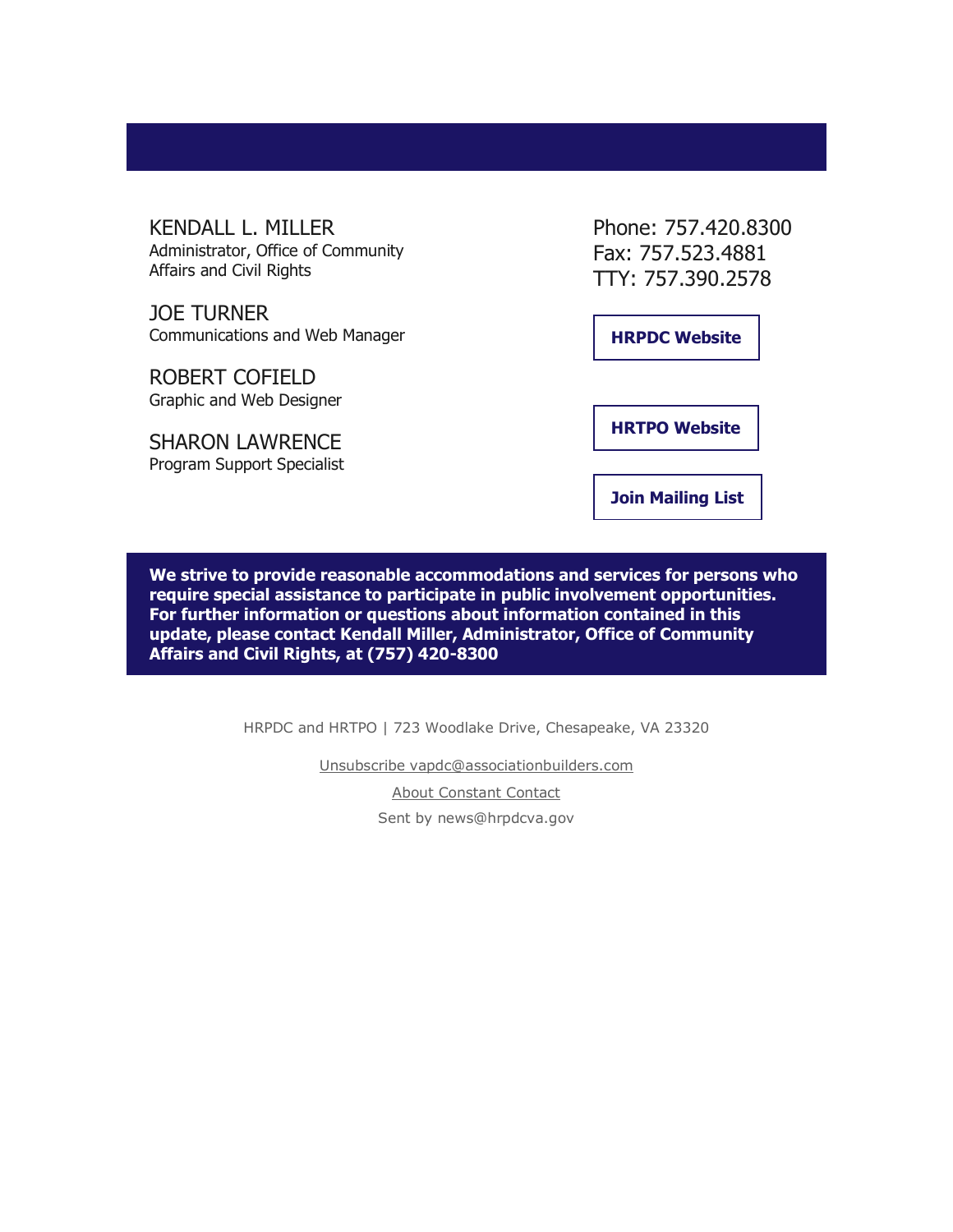KENDALL L. MILLER
Administrator, Office of Community Affairs and Civil Rights

JOE TURNER
Communications and Web Manager

ROBERT COFIELD
Graphic and Web Designer

SHARON LAWRENCE
Program Support Specialist

Phone: 757.420.8300
Fax: 757.523.4881
TTY: 757.390.2578

**HRPDC Website**

**HRTPO Website**

**Join Mailing List**

**We strive to provide reasonable accommodations and services for persons who require special assistance to participate in public involvement opportunities. For further information or questions about information contained in this update, please contact Kendall Miller, Administrator, Office of Community Affairs and Civil Rights, at (757) 420-8300**

HRPDC and HRTPO | 723 Woodlake Drive, Chesapeake, VA 23320

Unsubscribe vapdc@associationbuilders.com

About Constant Contact

Sent by news@hrpdcva.gov